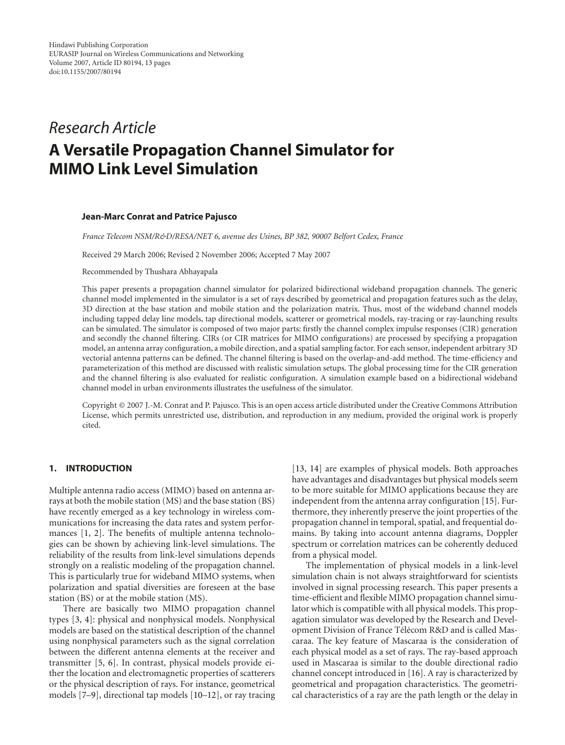Hindawi Publishing Corporation
EURASIP Journal on Wireless Communications and Networking
Volume 2007, Article ID 80194, 13 pages
doi:10.1155/2007/80194

*Research Article*

# A Versatile Propagation Channel Simulator for MIMO Link Level Simulation

**Jean-Marc Conrat and Patrice Pajusco**

*France Telecom NSM/R&D/RESA/NET 6, avenue des Usines, BP 382, 90007 Belfort Cedex, France*

Received 29 March 2006; Revised 2 November 2006; Accepted 7 May 2007

Recommended by Thushara Abhayapala

This paper presents a propagation channel simulator for polarized bidirectional wideband propagation channels. The generic channel model implemented in the simulator is a set of rays described by geometrical and propagation features such as the delay, 3D direction at the base station and mobile station and the polarization matrix. Thus, most of the wideband channel models including tapped delay line models, tap directional models, scatterer or geometrical models, ray-tracing or ray-launching results can be simulated. The simulator is composed of two major parts: firstly the channel complex impulse responses (CIR) generation and secondly the channel filtering. CIRs (or CIR matrices for MIMO configurations) are processed by specifying a propagation model, an antenna array configuration, a mobile direction, and a spatial sampling factor. For each sensor, independent arbitrary 3D vectorial antenna patterns can be defined. The channel filtering is based on the overlap-and-add method. The time-efficiency and parameterization of this method are discussed with realistic simulation setups. The global processing time for the CIR generation and the channel filtering is also evaluated for realistic configuration. A simulation example based on a bidirectional wideband channel model in urban environments illustrates the usefulness of the simulator.

Copyright © 2007 J.-M. Conrat and P. Pajusco. This is an open access article distributed under the Creative Commons Attribution License, which permits unrestricted use, distribution, and reproduction in any medium, provided the original work is properly cited.

## 1. INTRODUCTION

Multiple antenna radio access (MIMO) based on antenna arrays at both the mobile station (MS) and the base station (BS) have recently emerged as a key technology in wireless communications for increasing the data rates and system performances [1, 2]. The benefits of multiple antenna technologies can be shown by achieving link-level simulations. The reliability of the results from link-level simulations depends strongly on a realistic modeling of the propagation channel. This is particularly true for wideband MIMO systems, when polarization and spatial diversities are foreseen at the base station (BS) or at the mobile station (MS).

There are basically two MIMO propagation channel types [3, 4]: physical and nonphysical models. Nonphysical models are based on the statistical description of the channel using nonphysical parameters such as the signal correlation between the different antenna elements at the receiver and transmitter [5, 6]. In contrast, physical models provide either the location and electromagnetic properties of scatterers or the physical description of rays. For instance, geometrical models [7–9], directional tap models [10–12], or ray tracing [13, 14] are examples of physical models. Both approaches have advantages and disadvantages but physical models seem to be more suitable for MIMO applications because they are independent from the antenna array configuration [15]. Furthermore, they inherently preserve the joint properties of the propagation channel in temporal, spatial, and frequential domains. By taking into account antenna diagrams, Doppler spectrum or correlation matrices can be coherently deduced from a physical model.

The implementation of physical models in a link-level simulation chain is not always straightforward for scientists involved in signal processing research. This paper presents a time-efficient and flexible MIMO propagation channel simulator which is compatible with all physical models. This propagation simulator was developed by the Research and Development Division of France Télécom R&D and is called Mascaraa. The key feature of Mascaraa is the consideration of each physical model as a set of rays. The ray-based approach used in Mascaraa is similar to the double directional radio channel concept introduced in [16]. A ray is characterized by geometrical and propagation characteristics. The geometrical characteristics of a ray are the path length or the delay in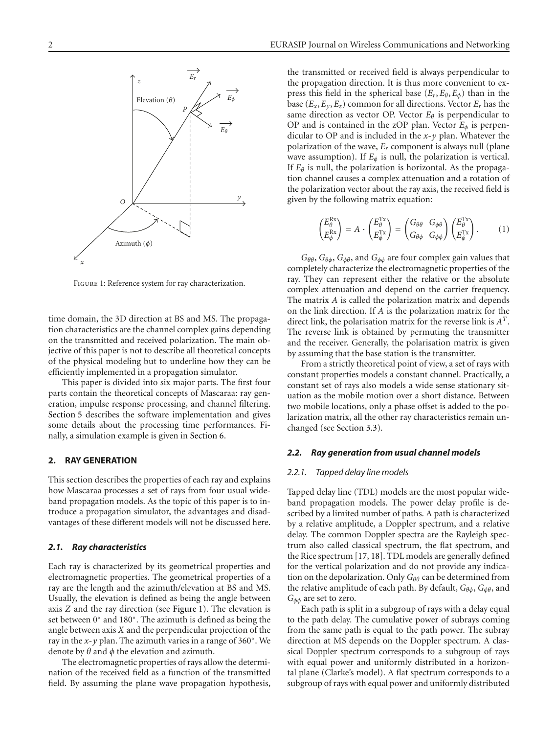Figure 1: Reference system for ray characterization.

time domain, the 3D direction at BS and MS. The propagation characteristics are the channel complex gains depending on the transmitted and received polarization. The main objective of this paper is not to describe all theoretical concepts of the physical modeling but to underline how they can be efficiently implemented in a propagation simulator.

This paper is divided into six major parts. The first four parts contain the theoretical concepts of Mascaraa: ray generation, impulse response processing, and channel filtering. Section 5 describes the software implementation and gives some details about the processing time performances. Finally, a simulation example is given in Section 6.

## 2. RAY GENERATION

This section describes the properties of each ray and explains how Mascaraa processes a set of rays from four usual wideband propagation models. As the topic of this paper is to introduce a propagation simulator, the advantages and disadvantages of these different models will not be discussed here.

### 2.1. Ray characteristics

Each ray is characterized by its geometrical properties and electromagnetic properties. The geometrical properties of a ray are the length and the azimuth/elevation at BS and MS. Usually, the elevation is defined as being the angle between axis $Z$ and the ray direction (see Figure 1). The elevation is set between 0° and 180°. The azimuth is defined as being the angle between axis $X$ and the perpendicular projection of the ray in the $x$-$y$ plan. The azimuth varies in a range of 360°. We denote by $\theta$ and $\phi$ the elevation and azimuth.

The electromagnetic properties of rays allow the determination of the received field as a function of the transmitted field. By assuming the plane wave propagation hypothesis, the transmitted or received field is always perpendicular to the propagation direction. It is thus more convenient to express this field in the spherical base $(E_r, E_\theta, E_\phi)$ than in the base $(E_x, E_y, E_z)$ common for all directions. Vector $E_r$ has the same direction as vector OP. Vector $E_\theta$ is perpendicular to OP and is contained in the zOP plan. Vector $E_\phi$ is perpendicular to OP and is included in the $x$-$y$ plan. Whatever the polarization of the wave, $E_r$ component is always null (plane wave assumption). If $E_\phi$ is null, the polarization is vertical. If $E_\theta$ is null, the polarization is horizontal. As the propagation channel causes a complex attenuation and a rotation of the polarization vector about the ray axis, the received field is given by the following matrix equation:

$$\begin{pmatrix} E_\theta^{\text{Rx}} \\ E_\phi^{\text{Rx}} \end{pmatrix} = A \cdot \begin{pmatrix} E_\theta^{\text{Tx}} \\ E_\phi^{\text{Tx}} \end{pmatrix} = \begin{pmatrix} G_{\theta\theta} & G_{\phi\theta} \\ G_{\theta\phi} & G_{\phi\phi} \end{pmatrix} \begin{pmatrix} E_\theta^{\text{Tx}} \\ E_\phi^{\text{Tx}} \end{pmatrix}. \tag{1}$$

$G_{\theta\theta}$, $G_{\theta\phi}$, $G_{\phi\theta}$, and $G_{\phi\phi}$ are four complex gain values that completely characterize the electromagnetic properties of the ray. They can represent either the relative or the absolute complex attenuation and depend on the carrier frequency. The matrix $A$ is called the polarization matrix and depends on the link direction. If $A$ is the polarization matrix for the direct link, the polarisation matrix for the reverse link is $A^T$. The reverse link is obtained by permuting the transmitter and the receiver. Generally, the polarisation matrix is given by assuming that the base station is the transmitter.

From a strictly theoretical point of view, a set of rays with constant properties models a constant channel. Practically, a constant set of rays also models a wide sense stationary situation as the mobile motion over a short distance. Between two mobile locations, only a phase offset is added to the polarization matrix, all the other ray characteristics remain unchanged (see Section 3.3).

### 2.2. Ray generation from usual channel models

#### 2.2.1. Tapped delay line models

Tapped delay line (TDL) models are the most popular wideband propagation models. The power delay profile is described by a limited number of paths. A path is characterized by a relative amplitude, a Doppler spectrum, and a relative delay. The common Doppler spectra are the Rayleigh spectrum also called classical spectrum, the flat spectrum, and the Rice spectrum [17, 18]. TDL models are generally defined for the vertical polarization and do not provide any indication on the depolarization. Only $G_{\theta\theta}$ can be determined from the relative amplitude of each path. By default, $G_{\theta\phi}$, $G_{\phi\theta}$, and $G_{\phi\phi}$ are set to zero.

Each path is split in a subgroup of rays with a delay equal to the path delay. The cumulative power of subrays coming from the same path is equal to the path power. The subray direction at MS depends on the Doppler spectrum. A classical Doppler spectrum corresponds to a subgroup of rays with equal power and uniformly distributed in a horizontal plane (Clarke's model). A flat spectrum corresponds to a subgroup of rays with equal power and uniformly distributed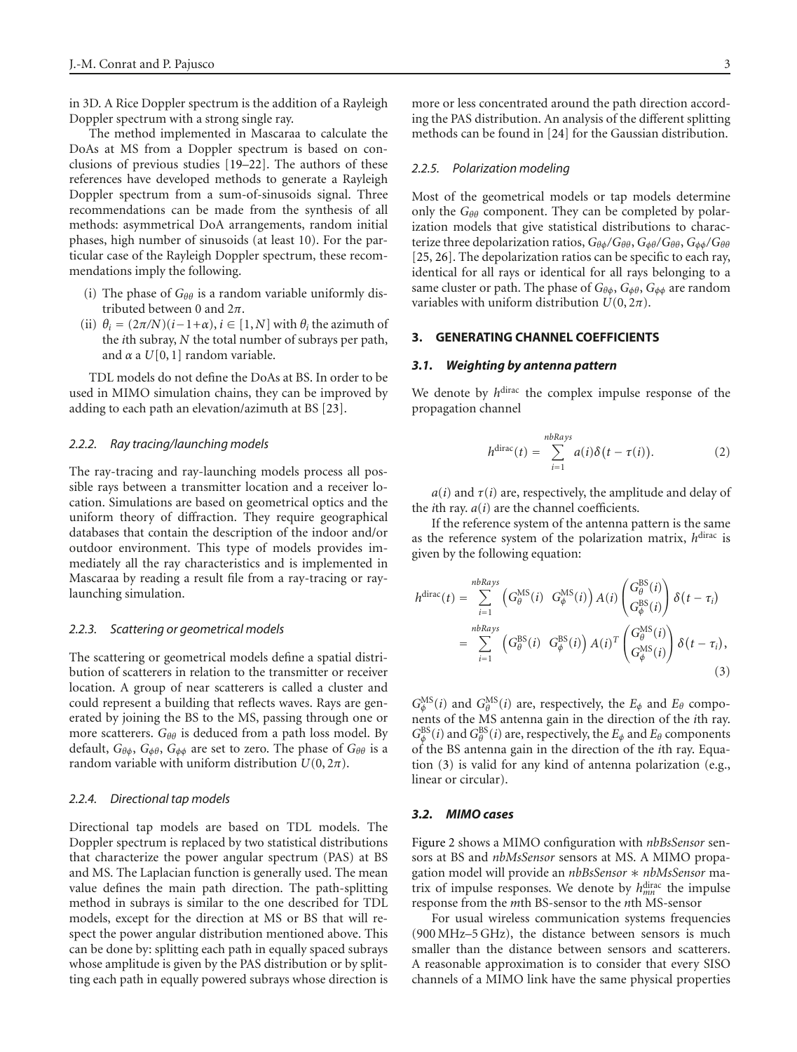in 3D. A Rice Doppler spectrum is the addition of a Rayleigh Doppler spectrum with a strong single ray.

The method implemented in Mascaraa to calculate the DoAs at MS from a Doppler spectrum is based on conclusions of previous studies [19–22]. The authors of these references have developed methods to generate a Rayleigh Doppler spectrum from a sum-of-sinusoids signal. Three recommendations can be made from the synthesis of all methods: asymmetrical DoA arrangements, random initial phases, high number of sinusoids (at least 10). For the particular case of the Rayleigh Doppler spectrum, these recommendations imply the following.

(i) The phase of $G_{\theta\theta}$ is a random variable uniformly distributed between 0 and $2\pi$.

(ii) $\theta_i = (2\pi/N)(i-1+\alpha)$, $i \in [1, N]$ with $\theta_i$ the azimuth of the $i$th subray, $N$ the total number of subrays per path, and $\alpha$ a $U[0,1]$ random variable.

TDL models do not define the DoAs at BS. In order to be used in MIMO simulation chains, they can be improved by adding to each path an elevation/azimuth at BS [23].

#### 2.2.2. Ray tracing/launching models

The ray-tracing and ray-launching models process all possible rays between a transmitter location and a receiver location. Simulations are based on geometrical optics and the uniform theory of diffraction. They require geographical databases that contain the description of the indoor and/or outdoor environment. This type of models provides immediately all the ray characteristics and is implemented in Mascaraa by reading a result file from a ray-tracing or ray-launching simulation.

#### 2.2.3. Scattering or geometrical models

The scattering or geometrical models define a spatial distribution of scatterers in relation to the transmitter or receiver location. A group of near scatterers is called a cluster and could represent a building that reflects waves. Rays are generated by joining the BS to the MS, passing through one or more scatterers. $G_{\theta\theta}$ is deduced from a path loss model. By default, $G_{\theta\phi}$, $G_{\phi\theta}$, $G_{\phi\phi}$ are set to zero. The phase of $G_{\theta\theta}$ is a random variable with uniform distribution $U(0, 2\pi)$.

#### 2.2.4. Directional tap models

Directional tap models are based on TDL models. The Doppler spectrum is replaced by two statistical distributions that characterize the power angular spectrum (PAS) at BS and MS. The Laplacian function is generally used. The mean value defines the main path direction. The path-splitting method in subrays is similar to the one described for TDL models, except for the direction at MS or BS that will respect the power angular distribution mentioned above. This can be done by: splitting each path in equally spaced subrays whose amplitude is given by the PAS distribution or by splitting each path in equally powered subrays whose direction is more or less concentrated around the path direction according the PAS distribution. An analysis of the different splitting methods can be found in [24] for the Gaussian distribution.

#### 2.2.5. Polarization modeling

Most of the geometrical models or tap models determine only the $G_{\theta\theta}$ component. They can be completed by polarization models that give statistical distributions to characterize three depolarization ratios, $G_{\theta\phi}/G_{\theta\theta}$, $G_{\phi\theta}/G_{\theta\theta}$, $G_{\phi\phi}/G_{\theta\theta}$ [25, 26]. The depolarization ratios can be specific to each ray, identical for all rays or identical for all rays belonging to a same cluster or path. The phase of $G_{\theta\phi}$, $G_{\phi\theta}$, $G_{\phi\phi}$ are random variables with uniform distribution $U(0, 2\pi)$.

## 3. GENERATING CHANNEL COEFFICIENTS

### 3.1. Weighting by antenna pattern

We denote by $h^{\text{dirac}}$ the complex impulse response of the propagation channel

$$h^{\text{dirac}}(t) = \sum_{i=1}^{nbRays} a(i)\delta(t - \tau(i)). \tag{2}$$

$a(i)$ and $\tau(i)$ are, respectively, the amplitude and delay of the $i$th ray. $a(i)$ are the channel coefficients.

If the reference system of the antenna pattern is the same as the reference system of the polarization matrix, $h^{\text{dirac}}$ is given by the following equation:

$$\begin{aligned} h^{\text{dirac}}(t) &= \sum_{i=1}^{nbRays} \begin{pmatrix} G_{\theta}^{\text{MS}}(i) & G_{\phi}^{\text{MS}}(i) \end{pmatrix} A(i) \begin{pmatrix} G_{\theta}^{\text{BS}}(i) \\ G_{\phi}^{\text{BS}}(i) \end{pmatrix} \delta(t - \tau_i) \\ &= \sum_{i=1}^{nbRays} \begin{pmatrix} G_{\theta}^{\text{BS}}(i) & G_{\phi}^{\text{BS}}(i) \end{pmatrix} A(i)^T \begin{pmatrix} G_{\theta}^{\text{MS}}(i) \\ G_{\phi}^{\text{MS}}(i) \end{pmatrix} \delta(t - \tau_i), \end{aligned} \tag{3}$$

$G_{\phi}^{\text{MS}}(i)$ and $G_{\theta}^{\text{MS}}(i)$ are, respectively, the $E_\phi$ and $E_\theta$ components of the MS antenna gain in the direction of the $i$th ray. $G_{\phi}^{\text{BS}}(i)$ and $G_{\theta}^{\text{BS}}(i)$ are, respectively, the $E_\phi$ and $E_\theta$ components of the BS antenna gain in the direction of the $i$th ray. Equation (3) is valid for any kind of antenna polarization (e.g., linear or circular).

### 3.2. MIMO cases

Figure 2 shows a MIMO configuration with *nbBsSensor* sensors at BS and *nbMsSensor* sensors at MS. A MIMO propagation model will provide an *nbBsSensor* ∗ *nbMsSensor* matrix of impulse responses. We denote by $h_{mn}^{\text{dirac}}$ the impulse response from the $m$th BS-sensor to the $n$th MS-sensor

For usual wireless communication systems frequencies (900 MHz–5 GHz), the distance between sensors is much smaller than the distance between sensors and scatterers. A reasonable approximation is to consider that every SISO channels of a MIMO link have the same physical properties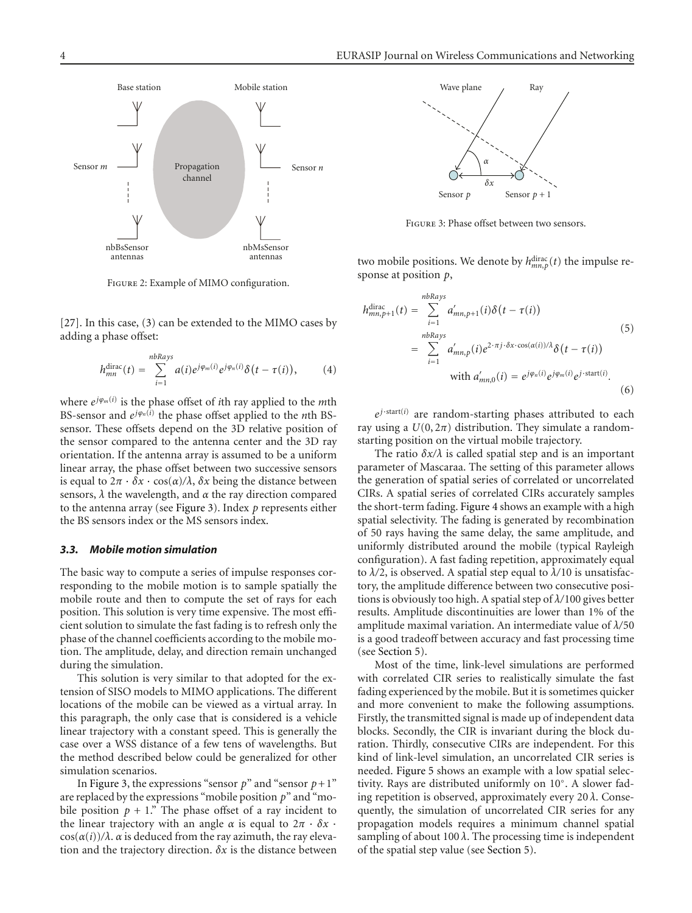Figure 2: Example of MIMO configuration.

[27]. In this case, (3) can be extended to the MIMO cases by adding a phase offset:

$$h_{mn}^{\text{dirac}}(t) = \sum_{i=1}^{nbRays} a(i) e^{j\varphi_m(i)} e^{j\varphi_n(i)} \delta(t - \tau(i)), \quad (4)$$

where $e^{j\varphi_m(i)}$ is the phase offset of $i$th ray applied to the $m$th BS-sensor and $e^{j\varphi_n(i)}$ the phase offset applied to the $n$th BS-sensor. These offsets depend on the 3D relative position of the sensor compared to the antenna center and the 3D ray orientation. If the antenna array is assumed to be a uniform linear array, the phase offset between two successive sensors is equal to $2\pi \cdot \delta x \cdot \cos(\alpha)/\lambda$, $\delta x$ being the distance between sensors, $\lambda$ the wavelength, and $\alpha$ the ray direction compared to the antenna array (see Figure 3). Index $p$ represents either the BS sensors index or the MS sensors index.

### 3.3. Mobile motion simulation

The basic way to compute a series of impulse responses corresponding to the mobile motion is to sample spatially the mobile route and then to compute the set of rays for each position. This solution is very time expensive. The most efficient solution to simulate the fast fading is to refresh only the phase of the channel coefficients according to the mobile motion. The amplitude, delay, and direction remain unchanged during the simulation.

This solution is very similar to that adopted for the extension of SISO models to MIMO applications. The different locations of the mobile can be viewed as a virtual array. In this paragraph, the only case that is considered is a vehicle linear trajectory with a constant speed. This is generally the case over a WSS distance of a few tens of wavelengths. But the method described below could be generalized for other simulation scenarios.

In Figure 3, the expressions "sensor $p$" and "sensor $p+1$" are replaced by the expressions "mobile position $p$" and "mobile position $p+1$." The phase offset of a ray incident to the linear trajectory with an angle $\alpha$ is equal to $2\pi \cdot \delta x \cdot \cos(\alpha(i))/\lambda$. $\alpha$ is deduced from the ray azimuth, the ray elevation and the trajectory direction. $\delta x$ is the distance between two mobile positions. We denote by $h_{mn,p}^{\text{dirac}}(t)$ the impulse response at position $p$,

Figure 3: Phase offset between two sensors.

$$\begin{aligned} h_{mn,p+1}^{\text{dirac}}(t) &= \sum_{i=1}^{nbRays} a'_{mn,p+1}(i) \delta(t - \tau(i)) \\ &= \sum_{i=1}^{nbRays} a'_{mn,p}(i) e^{2 \cdot \pi j \cdot \delta x \cdot \cos(\alpha(i))/\lambda} \delta(t - \tau(i)) \end{aligned} \quad (5)$$

$$\text{with } a'_{mn,0}(i) = e^{j\varphi_n(i)} e^{j\varphi_m(i)} e^{j \cdot \text{start}(i)}. \quad (6)$$

$e^{j \cdot \text{start}(i)}$ are random-starting phases attributed to each ray using a $U(0, 2\pi)$ distribution. They simulate a random-starting position on the virtual mobile trajectory.

The ratio $\delta x/\lambda$ is called spatial step and is an important parameter of Mascaraa. The setting of this parameter allows the generation of spatial series of correlated or uncorrelated CIRs. A spatial series of correlated CIRs accurately samples the short-term fading. Figure 4 shows an example with a high spatial selectivity. The fading is generated by recombination of 50 rays having the same delay, the same amplitude, and uniformly distributed around the mobile (typical Rayleigh configuration). A fast fading repetition, approximately equal to $\lambda/2$, is observed. A spatial step equal to $\lambda/10$ is unsatisfactory, the amplitude difference between two consecutive positions is obviously too high. A spatial step of $\lambda/100$ gives better results. Amplitude discontinuities are lower than 1% of the amplitude maximal variation. An intermediate value of $\lambda/50$ is a good tradeoff between accuracy and fast processing time (see Section 5).

Most of the time, link-level simulations are performed with correlated CIR series to realistically simulate the fast fading experienced by the mobile. But it is sometimes quicker and more convenient to make the following assumptions. Firstly, the transmitted signal is made up of independent data blocks. Secondly, the CIR is invariant during the block duration. Thirdly, consecutive CIRs are independent. For this kind of link-level simulation, an uncorrelated CIR series is needed. Figure 5 shows an example with a low spatial selectivity. Rays are distributed uniformly on 10°. A slower fading repetition is observed, approximately every $20\lambda$. Consequently, the simulation of uncorrelated CIR series for any propagation models requires a minimum channel spatial sampling of about $100\lambda$. The processing time is independent of the spatial step value (see Section 5).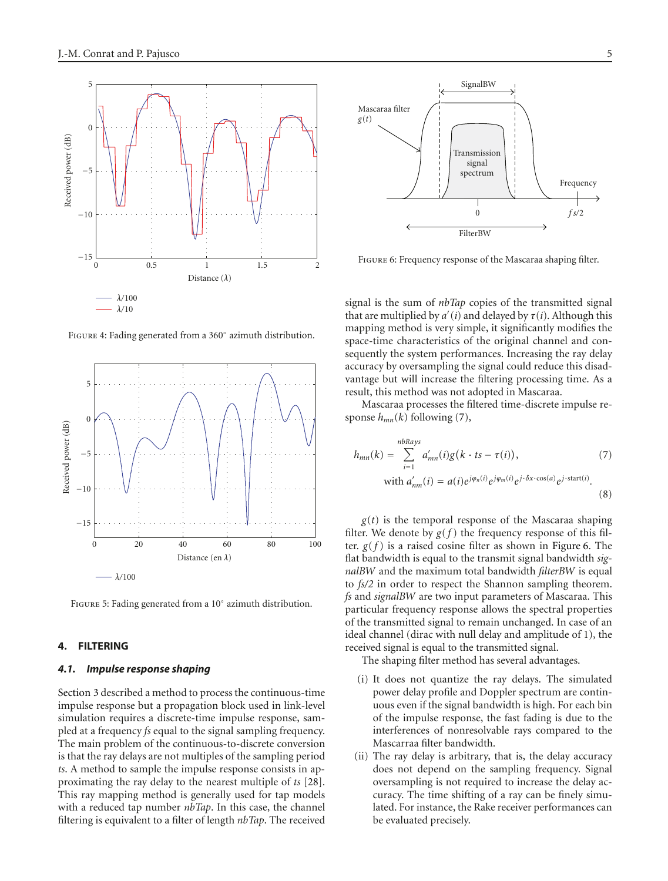Figure 4: Fading generated from a 360° azimuth distribution.

Figure 5: Fading generated from a 10° azimuth distribution.

## 4. FILTERING

### 4.1. Impulse response shaping

Section 3 described a method to process the continuous-time impulse response but a propagation block used in link-level simulation requires a discrete-time impulse response, sampled at a frequency *fs* equal to the signal sampling frequency. The main problem of the continuous-to-discrete conversion is that the ray delays are not multiples of the sampling period *ts*. A method to sample the impulse response consists in approximating the ray delay to the nearest multiple of *ts* [28]. This ray mapping method is generally used for tap models with a reduced tap number *nbTap*. In this case, the channel filtering is equivalent to a filter of length *nbTap*. The received signal is the sum of *nbTap* copies of the transmitted signal that are multiplied by $a'(i)$ and delayed by $\tau(i)$. Although this mapping method is very simple, it significantly modifies the space-time characteristics of the original channel and consequently the system performances. Increasing the ray delay accuracy by oversampling the signal could reduce this disadvantage but will increase the filtering processing time. As a result, this method was not adopted in Mascaraa.

Mascaraa processes the filtered time-discrete impulse response $h_{mn}(k)$ following (7),

$$h_{mn}(k) = \sum_{i=1}^{nbRays} a'_{mn}(i)g\big(k \cdot ts - \tau(i)\big), \tag{7}$$

$$\text{with } a'_{nm}(i) = a(i)e^{j\varphi_n(i)}e^{j\varphi_m(i)}e^{j\cdot\delta x\cdot\cos(a)}e^{j\cdot\text{start}(i)}. \tag{8}$$

$g(t)$ is the temporal response of the Mascaraa shaping filter. We denote by $g(f)$ the frequency response of this filter. $g(f)$ is a raised cosine filter as shown in Figure 6. The flat bandwidth is equal to the transmit signal bandwidth *signalBW* and the maximum total bandwidth *filterBW* is equal to *fs/2* in order to respect the Shannon sampling theorem. *fs* and *signalBW* are two input parameters of Mascaraa. This particular frequency response allows the spectral properties of the transmitted signal to remain unchanged. In case of an ideal channel (dirac with null delay and amplitude of 1), the received signal is equal to the transmitted signal.

Figure 6: Frequency response of the Mascaraa shaping filter.

The shaping filter method has several advantages.

(i) It does not quantize the ray delays. The simulated power delay profile and Doppler spectrum are continuous even if the signal bandwidth is high. For each bin of the impulse response, the fast fading is due to the interferences of nonresolvable rays compared to the Mascaraa filter bandwidth.

(ii) The ray delay is arbitrary, that is, the delay accuracy does not depend on the sampling frequency. Signal oversampling is not required to increase the delay accuracy. The time shifting of a ray can be finely simulated. For instance, the Rake receiver performances can be evaluated precisely.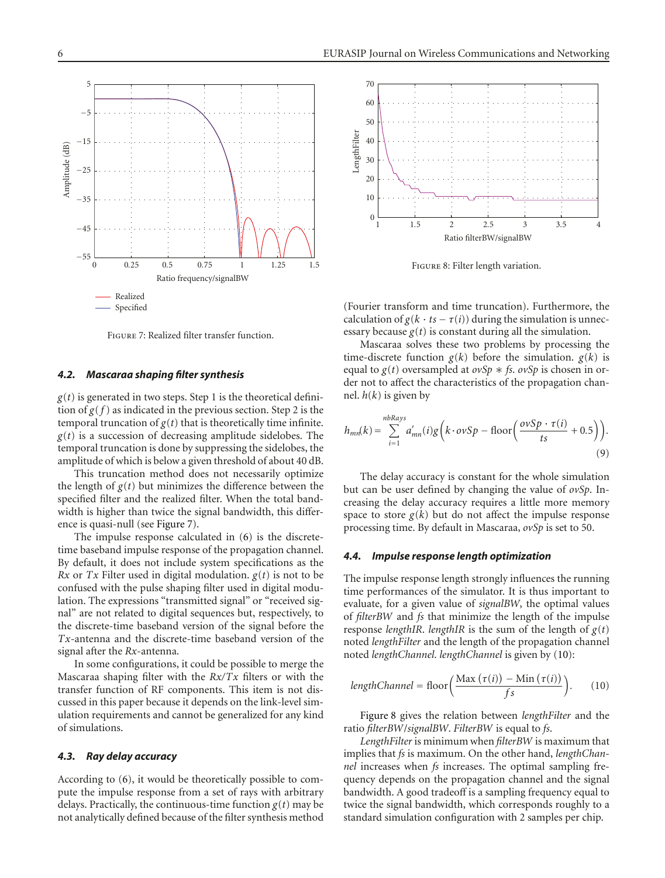Figure 7: Realized filter transfer function.

### 4.2. Mascaraa shaping filter synthesis

$g(t)$ is generated in two steps. Step 1 is the theoretical definition of $g(f)$ as indicated in the previous section. Step 2 is the temporal truncation of $g(t)$ that is theoretically time infinite. $g(t)$ is a succession of decreasing amplitude sidelobes. The temporal truncation is done by suppressing the sidelobes, the amplitude of which is below a given threshold of about 40 dB.

This truncation method does not necessarily optimize the length of $g(t)$ but minimizes the difference between the specified filter and the realized filter. When the total bandwidth is higher than twice the signal bandwidth, this difference is quasi-null (see Figure 7).

The impulse response calculated in (6) is the discrete-time baseband impulse response of the propagation channel. By default, it does not include system specifications as the *Rx* or *Tx* Filter used in digital modulation. $g(t)$ is not to be confused with the pulse shaping filter used in digital modulation. The expressions "transmitted signal" or "received signal" are not related to digital sequences but, respectively, to the discrete-time baseband version of the signal before the *Tx*-antenna and the discrete-time baseband version of the signal after the *Rx*-antenna.

In some configurations, it could be possible to merge the Mascaraa shaping filter with the *Rx*/*Tx* filters or with the transfer function of RF components. This item is not discussed in this paper because it depends on the link-level simulation requirements and cannot be generalized for any kind of simulations.

### 4.3. Ray delay accuracy

According to (6), it would be theoretically possible to compute the impulse response from a set of rays with arbitrary delays. Practically, the continuous-time function $g(t)$ may be not analytically defined because of the filter synthesis method (Fourier transform and time truncation). Furthermore, the calculation of $g(k \cdot ts - \tau(i))$ during the simulation is unnecessary because $g(t)$ is constant during all the simulation.

Mascaraa solves these two problems by processing the time-discrete function $g(k)$ before the simulation. $g(k)$ is equal to $g(t)$ oversampled at $ovSp * fs$. $ovSp$ is chosen in order not to affect the characteristics of the propagation channel. $h(k)$ is given by

$$h_{mn}(k) = \sum_{i=1}^{nbRays} a'_{mn}(i) g\left(k \cdot ovSp - \text{floor}\left(\frac{ovSp \cdot \tau(i)}{ts} + 0.5\right)\right). \tag{9}$$

The delay accuracy is constant for the whole simulation but can be user defined by changing the value of $ovSp$. Increasing the delay accuracy requires a little more memory space to store $g(k)$ but do not affect the impulse response processing time. By default in Mascaraa, $ovSp$ is set to 50.

Figure 8: Filter length variation.

### 4.4. Impulse response length optimization

The impulse response length strongly influences the running time performances of the simulator. It is thus important to evaluate, for a given value of *signalBW*, the optimal values of *filterBW* and *fs* that minimize the length of the impulse response *lengthIR*. *lengthIR* is the sum of the length of $g(t)$ noted *lengthFilter* and the length of the propagation channel noted *lengthChannel*. *lengthChannel* is given by (10):

$$lengthChannel = \text{floor}\left(\frac{\text{Max}(\tau(i)) - \text{Min}(\tau(i))}{fs}\right). \tag{10}$$

Figure 8 gives the relation between *lengthFilter* and the ratio *filterBW*/*signalBW*. *FilterBW* is equal to *fs*.

*LengthFilter* is minimum when *filterBW* is maximum that implies that *fs* is maximum. On the other hand, *lengthChannel* increases when *fs* increases. The optimal sampling frequency depends on the propagation channel and the signal bandwidth. A good tradeoff is a sampling frequency equal to twice the signal bandwidth, which corresponds roughly to a standard simulation configuration with 2 samples per chip.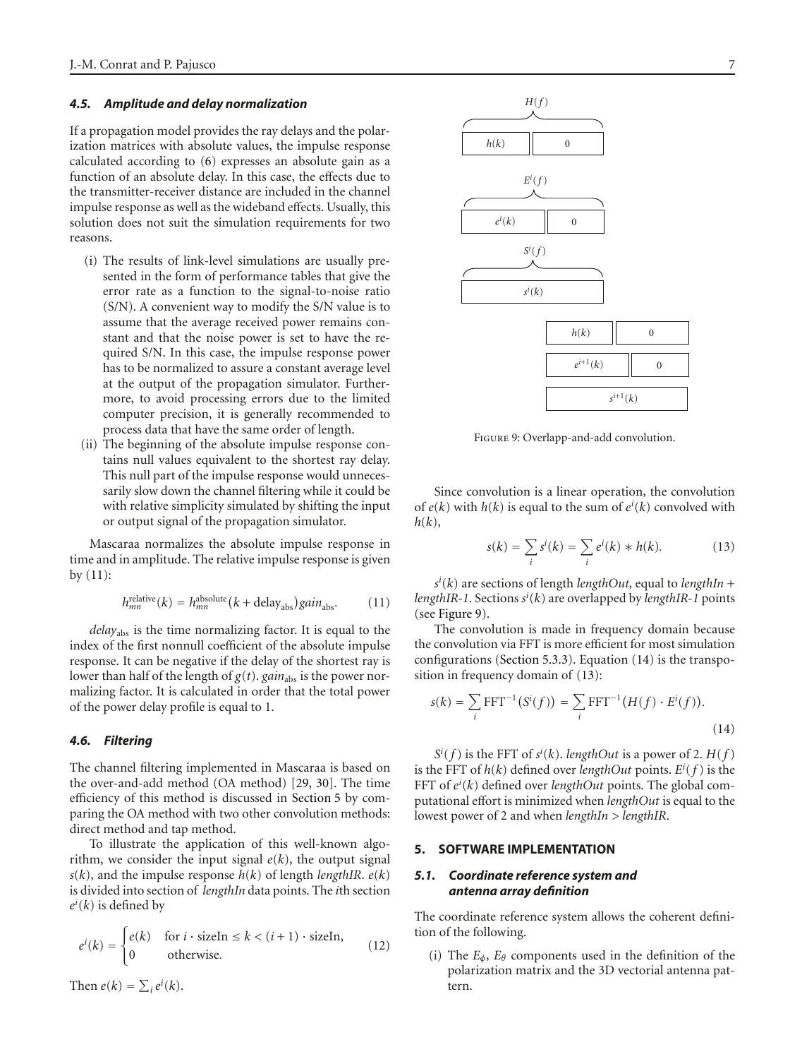### 4.5. Amplitude and delay normalization

If a propagation model provides the ray delays and the polarization matrices with absolute values, the impulse response calculated according to (6) expresses an absolute gain as a function of an absolute delay. In this case, the effects due to the transmitter-receiver distance are included in the channel impulse response as well as the wideband effects. Usually, this solution does not suit the simulation requirements for two reasons.

- (i) The results of link-level simulations are usually presented in the form of performance tables that give the error rate as a function to the signal-to-noise ratio (S/N). A convenient way to modify the S/N value is to assume that the average received power remains constant and that the noise power is set to have the required S/N. In this case, the impulse response power has to be normalized to assure a constant average level at the output of the propagation simulator. Furthermore, to avoid processing errors due to the limited computer precision, it is generally recommended to process data that have the same order of length.
- (ii) The beginning of the absolute impulse response contains null values equivalent to the shortest ray delay. This null part of the impulse response would unnecessarily slow down the channel filtering while it could be with relative simplicity simulated by shifting the input or output signal of the propagation simulator.

Mascaraa normalizes the absolute impulse response in time and in amplitude. The relative impulse response is given by (11):

$$h_{mn}^{\text{relative}}(k) = h_{mn}^{\text{absolute}}(k + \text{delay}_{\text{abs}})\,gain_{\text{abs}}. \quad (11)$$

$delay_{\text{abs}}$ is the time normalizing factor. It is equal to the index of the first nonnull coefficient of the absolute impulse response. It can be negative if the delay of the shortest ray is lower than half of the length of $g(t)$. $gain_{\text{abs}}$ is the power normalizing factor. It is calculated in order that the total power of the power delay profile is equal to 1.

### 4.6. Filtering

The channel filtering implemented in Mascaraa is based on the over-and-add method (OA method) [29, 30]. The time efficiency of this method is discussed in Section 5 by comparing the OA method with two other convolution methods: direct method and tap method.

To illustrate the application of this well-known algorithm, we consider the input signal $e(k)$, the output signal $s(k)$, and the impulse response $h(k)$ of length *lengthIR*. $e(k)$ is divided into section of *lengthIn* data points. The $i$th section $e^i(k)$ is defined by

$$e^i(k) = \begin{cases} e(k) & \text{for } i \cdot \text{sizeIn} \le k < (i+1) \cdot \text{sizeIn}, \\ 0 & \text{otherwise.} \end{cases} \quad (12)$$

Then $e(k) = \sum_i e^i(k)$.

Figure 9: Overlapp-and-add convolution.

Since convolution is a linear operation, the convolution of $e(k)$ with $h(k)$ is equal to the sum of $e^i(k)$ convolved with $h(k)$,

$$s(k) = \sum_i s^i(k) = \sum_i e^i(k) * h(k). \quad (13)$$

$s^i(k)$ are sections of length *lengthOut*, equal to *lengthIn* + *lengthIR-1*. Sections $s^i(k)$ are overlapped by *lengthIR-1* points (see Figure 9).

The convolution is made in frequency domain because the convolution via FFT is more efficient for most simulation configurations (Section 5.3.3). Equation (14) is the transposition in frequency domain of (13):

$$s(k) = \sum_i \text{FFT}^{-1}\big(S^i(f)\big) = \sum_i \text{FFT}^{-1}\big(H(f) \cdot E^i(f)\big). \quad (14)$$

$S^i(f)$ is the FFT of $s^i(k)$. *lengthOut* is a power of 2. $H(f)$ is the FFT of $h(k)$ defined over *lengthOut* points. $E^i(f)$ is the FFT of $e^i(k)$ defined over *lengthOut* points. The global computational effort is minimized when *lengthOut* is equal to the lowest power of 2 and when *lengthIn* > *lengthIR*.

## 5. SOFTWARE IMPLEMENTATION

### 5.1. Coordinate reference system and antenna array definition

The coordinate reference system allows the coherent definition of the following.

- (i) The $E_\phi$, $E_\theta$ components used in the definition of the polarization matrix and the 3D vectorial antenna pattern.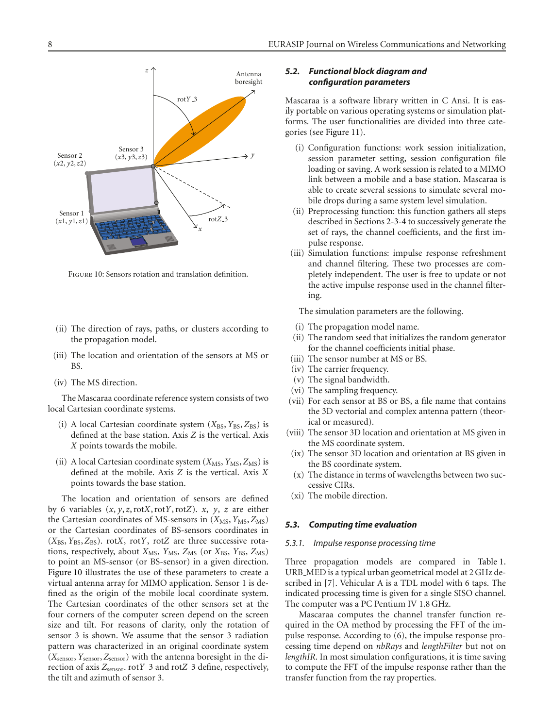Figure 10: Sensors rotation and translation definition.

(ii) The direction of rays, paths, or clusters according to the propagation model.

(iii) The location and orientation of the sensors at MS or BS.

(iv) The MS direction.

The Mascaraa coordinate reference system consists of two local Cartesian coordinate systems.

(i) A local Cartesian coordinate system $(X_{\text{BS}}, Y_{\text{BS}}, Z_{\text{BS}})$ is defined at the base station. Axis $Z$ is the vertical. Axis $X$ points towards the mobile.

(ii) A local Cartesian coordinate system $(X_{\text{MS}}, Y_{\text{MS}}, Z_{\text{MS}})$ is defined at the mobile. Axis $Z$ is the vertical. Axis $X$ points towards the base station.

The location and orientation of sensors are defined by 6 variables $(x, y, z, \text{rot}X, \text{rot}Y, \text{rot}Z)$. $x$, $y$, $z$ are either the Cartesian coordinates of MS-sensors in $(X_{\text{MS}}, Y_{\text{MS}}, Z_{\text{MS}})$ or the Cartesian coordinates of BS-sensors coordinates in $(X_{\text{BS}}, Y_{\text{BS}}, Z_{\text{BS}})$. rot$X$, rot$Y$, rot$Z$ are three successive rotations, respectively, about $X_{\text{MS}}$, $Y_{\text{MS}}$, $Z_{\text{MS}}$ (or $X_{\text{BS}}$, $Y_{\text{BS}}$, $Z_{\text{BS}}$) to point an MS-sensor (or BS-sensor) in a given direction. Figure 10 illustrates the use of these parameters to create a virtual antenna array for MIMO application. Sensor 1 is defined as the origin of the mobile local coordinate system. The Cartesian coordinates of the other sensors set at the four corners of the computer screen depend on the screen size and tilt. For reasons of clarity, only the rotation of sensor 3 is shown. We assume that the sensor 3 radiation pattern was characterized in an original coordinate system $(X_{\text{sensor}}, Y_{\text{sensor}}, Z_{\text{sensor}})$ with the antenna boresight in the direction of axis $Z_{\text{sensor}}$. rot$Y$_3 and rot$Z$_3 define, respectively, the tilt and azimuth of sensor 3.

### 5.2. Functional block diagram and configuration parameters

Mascaraa is a software library written in C Ansi. It is easily portable on various operating systems or simulation platforms. The user functionalities are divided into three categories (see Figure 11).

(i) Configuration functions: work session initialization, session parameter setting, session configuration file loading or saving. A work session is related to a MIMO link between a mobile and a base station. Mascaraa is able to create several sessions to simulate several mobile drops during a same system level simulation.

(ii) Preprocessing function: this function gathers all steps described in Sections 2-3-4 to successively generate the set of rays, the channel coefficients, and the first impulse response.

(iii) Simulation functions: impulse response refreshment and channel filtering. These two processes are completely independent. The user is free to update or not the active impulse response used in the channel filtering.

The simulation parameters are the following.

(i) The propagation model name.

(ii) The random seed that initializes the random generator for the channel coefficients initial phase.

(iii) The sensor number at MS or BS.

(iv) The carrier frequency.

(v) The signal bandwidth.

(vi) The sampling frequency.

(vii) For each sensor at BS or BS, a file name that contains the 3D vectorial and complex antenna pattern (theorical or measured).

(viii) The sensor 3D location and orientation at MS given in the MS coordinate system.

(ix) The sensor 3D location and orientation at BS given in the BS coordinate system.

(x) The distance in terms of wavelengths between two successive CIRs.

(xi) The mobile direction.

### 5.3. Computing time evaluation

#### 5.3.1. Impulse response processing time

Three propagation models are compared in Table 1. URB_MED is a typical urban geometrical model at 2 GHz described in [7]. Vehicular A is a TDL model with 6 taps. The indicated processing time is given for a single SISO channel. The computer was a PC Pentium IV 1.8 GHz.

Mascaraa computes the channel transfer function required in the OA method by processing the FFT of the impulse response. According to (6), the impulse response processing time depend on *nbRays* and *lengthFilter* but not on *lengthIR*. In most simulation configurations, it is time saving to compute the FFT of the impulse response rather than the transfer function from the ray properties.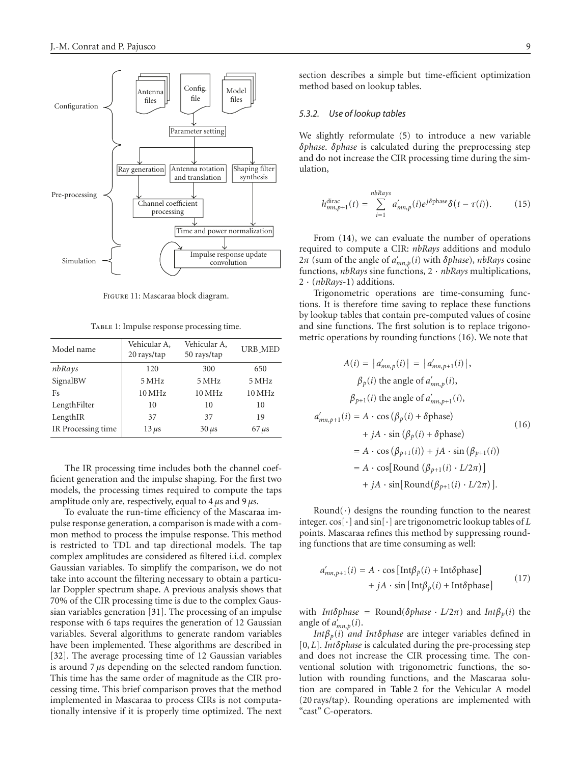Figure 11: Mascaraa block diagram.

Table 1: Impulse response processing time.

| Model name | Vehicular A, 20 rays/tap | Vehicular A, 50 rays/tap | URB_MED |
|---|---|---|---|
| *nbRays* | 120 | 300 | 650 |
| SignalBW | 5 MHz | 5 MHz | 5 MHz |
| Fs | 10 MHz | 10 MHz | 10 MHz |
| LengthFilter | 10 | 10 | 10 |
| LengthIR | 37 | 37 | 19 |
| IR Processing time | 13 $\mu$s | 30 $\mu$s | 67 $\mu$s |

The IR processing time includes both the channel coefficient generation and the impulse shaping. For the first two models, the processing times required to compute the taps amplitude only are, respectively, equal to 4 $\mu$s and 9 $\mu$s.

To evaluate the run-time efficiency of the Mascaraa impulse response generation, a comparison is made with a common method to process the impulse response. This method is restricted to TDL and tap directional models. The tap complex amplitudes are considered as filtered i.i.d. complex Gaussian variables. To simplify the comparison, we do not take into account the filtering necessary to obtain a particular Doppler spectrum shape. A previous analysis shows that 70% of the CIR processing time is due to the complex Gaussian variables generation [31]. The processing of an impulse response with 6 taps requires the generation of 12 Gaussian variables. Several algorithms to generate random variables have been implemented. These algorithms are described in [32]. The average processing time of 12 Gaussian variables is around 7 $\mu$s depending on the selected random function. This time has the same order of magnitude as the CIR processing time. This brief comparison proves that the method implemented in Mascaraa to process CIRs is not computationally intensive if it is properly time optimized. The next section describes a simple but time-efficient optimization method based on lookup tables.

#### 5.3.2. Use of lookup tables

We slightly reformulate (5) to introduce a new variable $\delta phase$. $\delta phase$ is calculated during the preprocessing step and do not increase the CIR processing time during the simulation,

$$h_{mn,p+1}^{\text{dirac}}(t) = \sum_{i=1}^{nbRays} a'_{mn,p}(i)e^{j\delta\text{phase}}\delta\big(t-\tau(i)\big). \tag{15}$$

From (14), we can evaluate the number of operations required to compute a CIR: *nbRays* additions and modulo $2\pi$ (sum of the angle of $a'_{mn,p}(i)$ with $\delta phase$), *nbRays* cosine functions, *nbRays* sine functions, $2\cdot nbRays$ multiplications, $2\cdot(nbRays\text{-}1)$ additions.

Trigonometric operations are time-consuming functions. It is therefore time saving to replace these functions by lookup tables that contain pre-computed values of cosine and sine functions. The first solution is to replace trigonometric operations by rounding functions (16). We note that

$$\begin{aligned}
A(i) &= \left|a'_{mn,p}(i)\right| = \left|a'_{mn,p+1}(i)\right|,\\
&\beta_p(i) \text{ the angle of } a'_{mn,p}(i),\\
&\beta_{p+1}(i) \text{ the angle of } a'_{mn,p+1}(i),\\
a'_{mn,p+1}(i) &= A\cdot\cos\big(\beta_p(i)+\delta\text{phase}\big)\\
&\quad + jA\cdot\sin\big(\beta_p(i)+\delta\text{phase}\big)\\
&= A\cdot\cos\big(\beta_{p+1}(i)\big)+jA\cdot\sin\big(\beta_{p+1}(i)\big)\\
&= A\cdot\cos\big[\text{Round}\big(\beta_{p+1}(i)\cdot L/2\pi\big)\big]\\
&\quad + jA\cdot\sin\big[\text{Round}\big(\beta_{p+1}(i)\cdot L/2\pi\big)\big].
\end{aligned} \tag{16}$$

Round$(\cdot)$ designs the rounding function to the nearest integer. $\cos[\cdot]$ and $\sin[\cdot]$ are trigonometric lookup tables of $L$ points. Mascaraa refines this method by suppressing rounding functions that are time consuming as well:

$$\begin{aligned}
a'_{mn,p+1}(i) &= A\cdot\cos\big[\text{Int}\beta_p(i)+\text{Int}\delta\text{phase}\big]\\
&\quad + jA\cdot\sin\big[\text{Int}\beta_p(i)+\text{Int}\delta\text{phase}\big]
\end{aligned} \tag{17}$$

with $Int\delta phase$ = Round$(\delta phase\cdot L/2\pi)$ and $Int\beta_p(i)$ the angle of $a'_{mn,p}(i)$.

$Int\beta_p(i)$ *and* $Int\delta phase$ are integer variables defined in $[0, L]$. $Int\delta phase$ is calculated during the pre-processing step and does not increase the CIR processing time. The conventional solution with trigonometric functions, the solution with rounding functions, and the Mascaraa solution are compared in Table 2 for the Vehicular A model (20 rays/tap). Rounding operations are implemented with "cast" C-operators.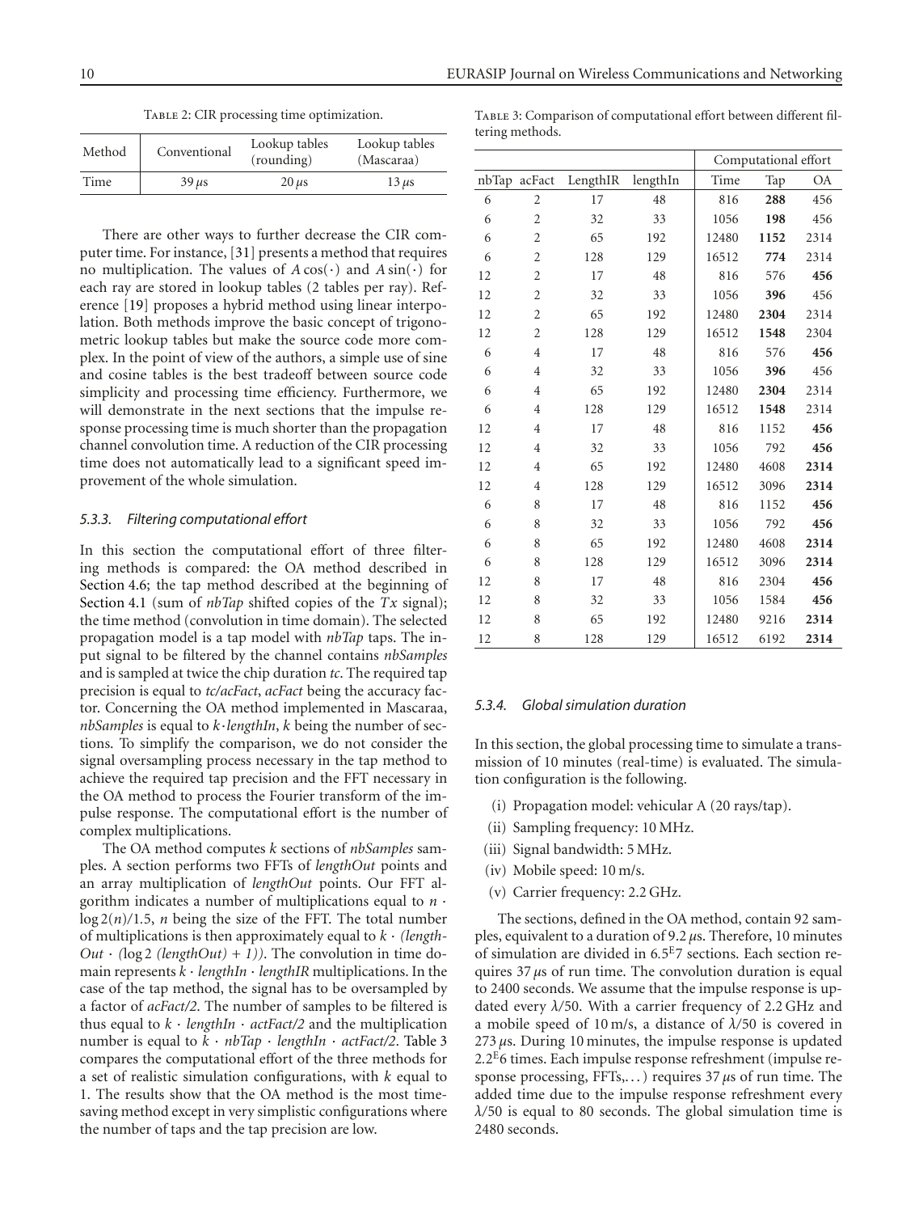Table 2: CIR processing time optimization.

| Method | Conventional | Lookup tables (rounding) | Lookup tables (Mascaraa) |
|---|---|---|---|
| Time | 39 $\mu$s | 20 $\mu$s | 13 $\mu$s |

There are other ways to further decrease the CIR computer time. For instance, [31] presents a method that requires no multiplication. The values of $A\cos(\cdot)$ and $A\sin(\cdot)$ for each ray are stored in lookup tables (2 tables per ray). Reference [19] proposes a hybrid method using linear interpolation. Both methods improve the basic concept of trigonometric lookup tables but make the source code more complex. In the point of view of the authors, a simple use of sine and cosine tables is the best tradeoff between source code simplicity and processing time efficiency. Furthermore, we will demonstrate in the next sections that the impulse response processing time is much shorter than the propagation channel convolution time. A reduction of the CIR processing time does not automatically lead to a significant speed improvement of the whole simulation.

### 5.3.3. Filtering computational effort

In this section the computational effort of three filtering methods is compared: the OA method described in Section 4.6; the tap method described at the beginning of Section 4.1 (sum of *nbTap* shifted copies of the *Tx* signal); the time method (convolution in time domain). The selected propagation model is a tap model with *nbTap* taps. The input signal to be filtered by the channel contains *nbSamples* and is sampled at twice the chip duration *tc*. The required tap precision is equal to *tc/acFact*, *acFact* being the accuracy factor. Concerning the OA method implemented in Mascaraa, *nbSamples* is equal to $k \cdot$*lengthIn*, $k$ being the number of sections. To simplify the comparison, we do not consider the signal oversampling process necessary in the tap method to achieve the required tap precision and the FFT necessary in the OA method to process the Fourier transform of the impulse response. The computational effort is the number of complex multiplications.

The OA method computes $k$ sections of *nbSamples* samples. A section performs two FFTs of *lengthOut* points and an array multiplication of *lengthOut* points. Our FFT algorithm indicates a number of multiplications equal to $n \cdot \log 2(n)/1.5$, $n$ being the size of the FFT. The total number of multiplications is then approximately equal to $k \cdot$ *(lengthOut* $\cdot$ *(*log 2 *(lengthOut) + 1))*. The convolution in time domain represents $k \cdot$ *lengthIn* $\cdot$ *lengthIR* multiplications. In the case of the tap method, the signal has to be oversampled by a factor of *acFact/2*. The number of samples to be filtered is thus equal to $k \cdot$ *lengthIn* $\cdot$ *actFact/2* and the multiplication number is equal to $k \cdot$ *nbTap* $\cdot$ *lengthIn* $\cdot$ *actFact/2*. Table 3 compares the computational effort of the three methods for a set of realistic simulation configurations, with $k$ equal to 1. The results show that the OA method is the most time-saving method except in very simplistic configurations where the number of taps and the tap precision are low.

Table 3: Comparison of computational effort between different filtering methods.

| | | | | Computational effort | | |
|---|---|---|---|---|---|---|
| nbTap | acFact | LengthIR | lengthIn | Time | Tap | OA |
| 6 | 2 | 17 | 48 | 816 | **288** | 456 |
| 6 | 2 | 32 | 33 | 1056 | **198** | 456 |
| 6 | 2 | 65 | 192 | 12480 | **1152** | 2314 |
| 6 | 2 | 128 | 129 | 16512 | **774** | 2314 |
| 12 | 2 | 17 | 48 | 816 | 576 | **456** |
| 12 | 2 | 32 | 33 | 1056 | **396** | 456 |
| 12 | 2 | 65 | 192 | 12480 | **2304** | 2314 |
| 12 | 2 | 128 | 129 | 16512 | **1548** | 2304 |
| 6 | 4 | 17 | 48 | 816 | 576 | **456** |
| 6 | 4 | 32 | 33 | 1056 | **396** | 456 |
| 6 | 4 | 65 | 192 | 12480 | **2304** | 2314 |
| 6 | 4 | 128 | 129 | 16512 | **1548** | 2314 |
| 12 | 4 | 17 | 48 | 816 | 1152 | **456** |
| 12 | 4 | 32 | 33 | 1056 | 792 | **456** |
| 12 | 4 | 65 | 192 | 12480 | 4608 | **2314** |
| 12 | 4 | 128 | 129 | 16512 | 3096 | **2314** |
| 6 | 8 | 17 | 48 | 816 | 1152 | **456** |
| 6 | 8 | 32 | 33 | 1056 | 792 | **456** |
| 6 | 8 | 65 | 192 | 12480 | 4608 | **2314** |
| 6 | 8 | 128 | 129 | 16512 | 3096 | **2314** |
| 12 | 8 | 17 | 48 | 816 | 2304 | **456** |
| 12 | 8 | 32 | 33 | 1056 | 1584 | **456** |
| 12 | 8 | 65 | 192 | 12480 | 9216 | **2314** |
| 12 | 8 | 128 | 129 | 16512 | 6192 | **2314** |

### 5.3.4. Global simulation duration

In this section, the global processing time to simulate a transmission of 10 minutes (real-time) is evaluated. The simulation configuration is the following.

(i) Propagation model: vehicular A (20 rays/tap).

(ii) Sampling frequency: 10 MHz.

(iii) Signal bandwidth: 5 MHz.

(iv) Mobile speed: 10 m/s.

(v) Carrier frequency: 2.2 GHz.

The sections, defined in the OA method, contain 92 samples, equivalent to a duration of 9.2 $\mu$s. Therefore, 10 minutes of simulation are divided in $6.5^{E}7$ sections. Each section requires 37 $\mu$s of run time. The convolution duration is equal to 2400 seconds. We assume that the impulse response is updated every $\lambda/50$. With a carrier frequency of 2.2 GHz and a mobile speed of 10 m/s, a distance of $\lambda/50$ is covered in 273 $\mu$s. During 10 minutes, the impulse response is updated $2.2^{E}6$ times. Each impulse response refreshment (impulse response processing, FFTs,...) requires 37 $\mu$s of run time. The added time due to the impulse response refreshment every $\lambda/50$ is equal to 80 seconds. The global simulation time is 2480 seconds.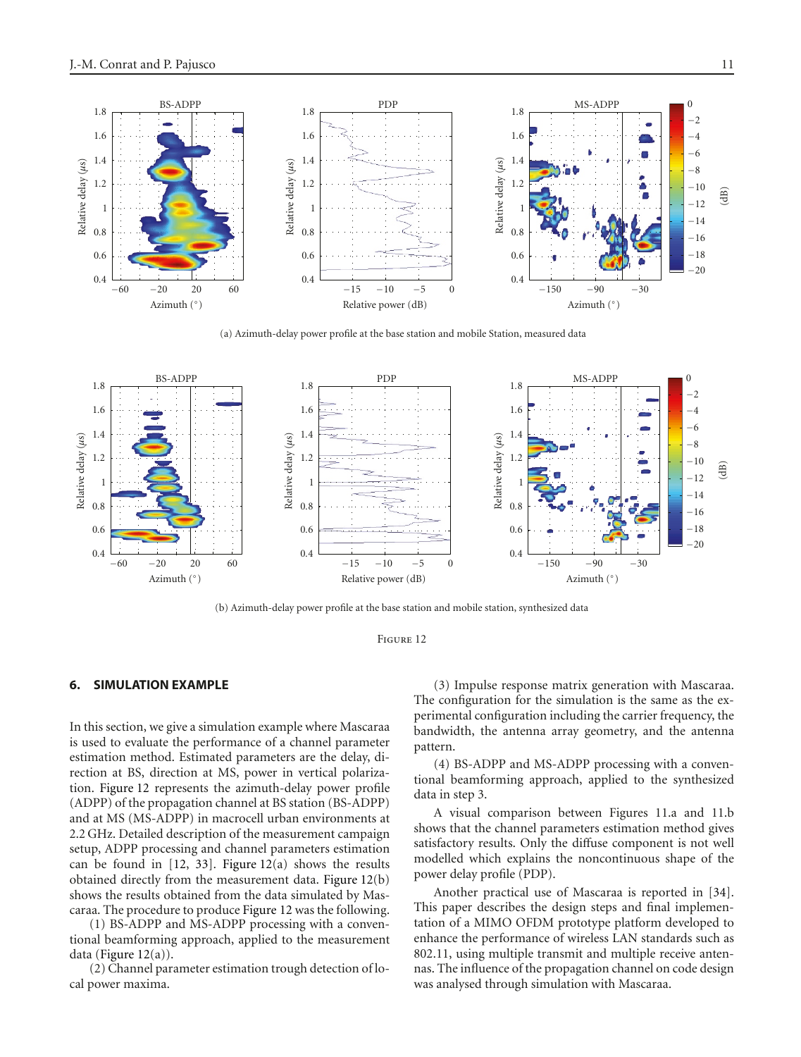(a) Azimuth-delay power profile at the base station and mobile Station, measured data

(b) Azimuth-delay power profile at the base station and mobile station, synthesized data

Figure 12

## 6. SIMULATION EXAMPLE

In this section, we give a simulation example where Mascaraa is used to evaluate the performance of a channel parameter estimation method. Estimated parameters are the delay, direction at BS, direction at MS, power in vertical polarization. Figure 12 represents the azimuth-delay power profile (ADPP) of the propagation channel at BS station (BS-ADPP) and at MS (MS-ADPP) in macrocell urban environments at 2.2 GHz. Detailed description of the measurement campaign setup, ADPP processing and channel parameters estimation can be found in [12, 33]. Figure 12(a) shows the results obtained directly from the measurement data. Figure 12(b) shows the results obtained from the data simulated by Mascaraa. The procedure to produce Figure 12 was the following.

(1) BS-ADPP and MS-ADPP processing with a conventional beamforming approach, applied to the measurement data (Figure 12(a)).

(2) Channel parameter estimation trough detection of local power maxima.

(3) Impulse response matrix generation with Mascaraa. The configuration for the simulation is the same as the experimental configuration including the carrier frequency, the bandwidth, the antenna array geometry, and the antenna pattern.

(4) BS-ADPP and MS-ADPP processing with a conventional beamforming approach, applied to the synthesized data in step 3.

A visual comparison between Figures 11.a and 11.b shows that the channel parameters estimation method gives satisfactory results. Only the diffuse component is not well modelled which explains the noncontinuous shape of the power delay profile (PDP).

Another practical use of Mascaraa is reported in [34]. This paper describes the design steps and final implementation of a MIMO OFDM prototype platform developed to enhance the performance of wireless LAN standards such as 802.11, using multiple transmit and multiple receive antennas. The influence of the propagation channel on code design was analysed through simulation with Mascaraa.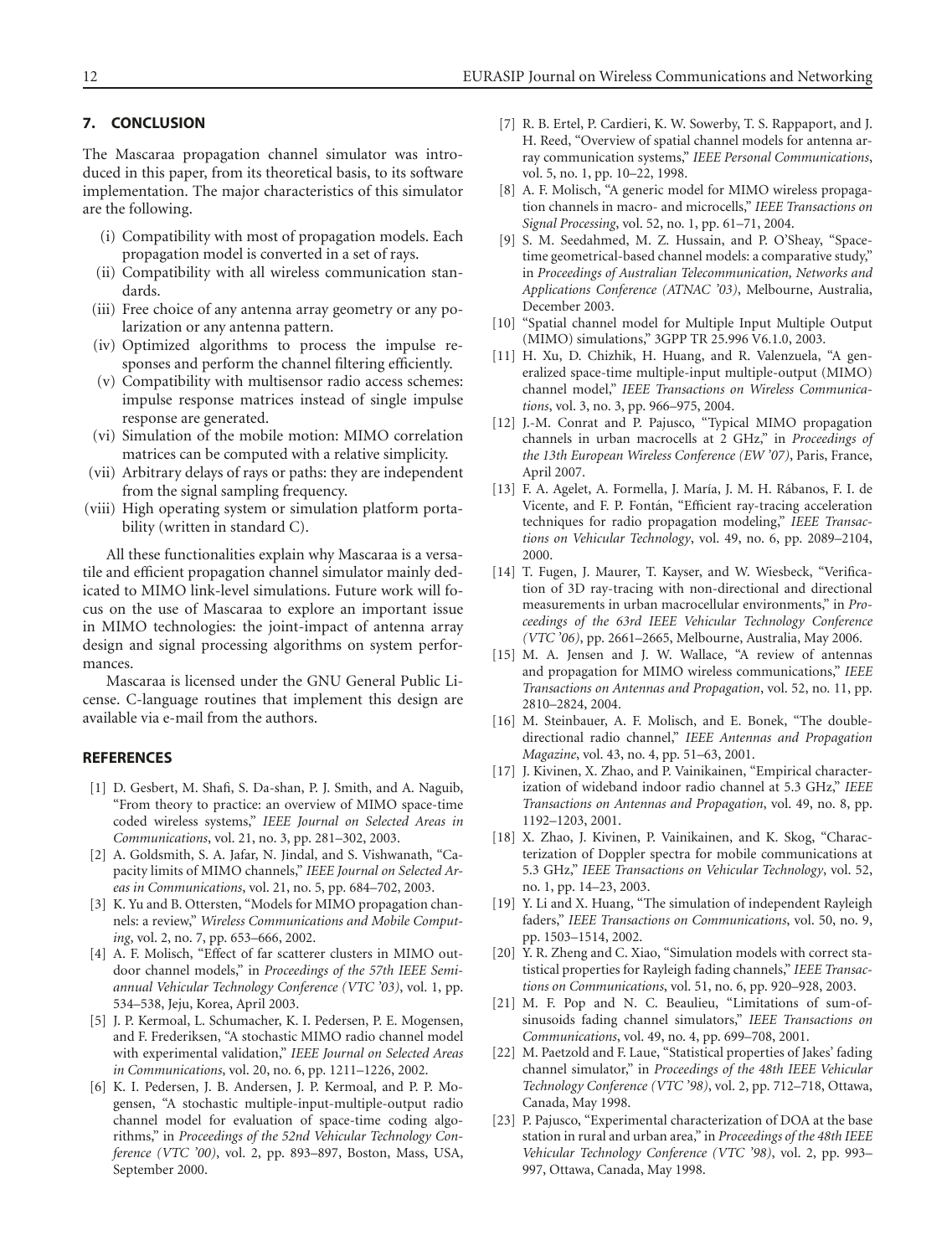## 7. CONCLUSION

The Mascaraa propagation channel simulator was introduced in this paper, from its theoretical basis, to its software implementation. The major characteristics of this simulator are the following.

- (i) Compatibility with most of propagation models. Each propagation model is converted in a set of rays.
- (ii) Compatibility with all wireless communication standards.
- (iii) Free choice of any antenna array geometry or any polarization or any antenna pattern.
- (iv) Optimized algorithms to process the impulse responses and perform the channel filtering efficiently.
- (v) Compatibility with multisensor radio access schemes: impulse response matrices instead of single impulse response are generated.
- (vi) Simulation of the mobile motion: MIMO correlation matrices can be computed with a relative simplicity.
- (vii) Arbitrary delays of rays or paths: they are independent from the signal sampling frequency.
- (viii) High operating system or simulation platform portability (written in standard C).

All these functionalities explain why Mascaraa is a versatile and efficient propagation channel simulator mainly dedicated to MIMO link-level simulations. Future work will focus on the use of Mascaraa to explore an important issue in MIMO technologies: the joint-impact of antenna array design and signal processing algorithms on system performances.

Mascaraa is licensed under the GNU General Public License. C-language routines that implement this design are available via e-mail from the authors.

## REFERENCES

[1] D. Gesbert, M. Shafi, S. Da-shan, P. J. Smith, and A. Naguib, "From theory to practice: an overview of MIMO space-time coded wireless systems," *IEEE Journal on Selected Areas in Communications*, vol. 21, no. 3, pp. 281–302, 2003.

[2] A. Goldsmith, S. A. Jafar, N. Jindal, and S. Vishwanath, "Capacity limits of MIMO channels," *IEEE Journal on Selected Areas in Communications*, vol. 21, no. 5, pp. 684–702, 2003.

[3] K. Yu and B. Ottersten, "Models for MIMO propagation channels: a review," *Wireless Communications and Mobile Computing*, vol. 2, no. 7, pp. 653–666, 2002.

[4] A. F. Molisch, "Effect of far scatterer clusters in MIMO outdoor channel models," in *Proceedings of the 57th IEEE Semiannual Vehicular Technology Conference (VTC '03)*, vol. 1, pp. 534–538, Jeju, Korea, April 2003.

[5] J. P. Kermoal, L. Schumacher, K. I. Pedersen, P. E. Mogensen, and F. Frederiksen, "A stochastic MIMO radio channel model with experimental validation," *IEEE Journal on Selected Areas in Communications*, vol. 20, no. 6, pp. 1211–1226, 2002.

[6] K. I. Pedersen, J. B. Andersen, J. P. Kermoal, and P. P. Mogensen, "A stochastic multiple-input-multiple-output radio channel model for evaluation of space-time coding algorithms," in *Proceedings of the 52nd Vehicular Technology Conference (VTC '00)*, vol. 2, pp. 893–897, Boston, Mass, USA, September 2000.

[7] R. B. Ertel, P. Cardieri, K. W. Sowerby, T. S. Rappaport, and J. H. Reed, "Overview of spatial channel models for antenna array communication systems," *IEEE Personal Communications*, vol. 5, no. 1, pp. 10–22, 1998.

[8] A. F. Molisch, "A generic model for MIMO wireless propagation channels in macro- and microcells," *IEEE Transactions on Signal Processing*, vol. 52, no. 1, pp. 61–71, 2004.

[9] S. M. Seedahmed, M. Z. Hussain, and P. O'Sheay, "Space-time geometrical-based channel models: a comparative study," in *Proceedings of Australian Telecommunication, Networks and Applications Conference (ATNAC '03)*, Melbourne, Australia, December 2003.

[10] "Spatial channel model for Multiple Input Multiple Output (MIMO) simulations," 3GPP TR 25.996 V6.1.0, 2003.

[11] H. Xu, D. Chizhik, H. Huang, and R. Valenzuela, "A generalized space-time multiple-input multiple-output (MIMO) channel model," *IEEE Transactions on Wireless Communications*, vol. 3, no. 3, pp. 966–975, 2004.

[12] J.-M. Conrat and P. Pajusco, "Typical MIMO propagation channels in urban macrocells at 2 GHz," in *Proceedings of the 13th European Wireless Conference (EW '07)*, Paris, France, April 2007.

[13] F. A. Agelet, A. Formella, J. María, J. M. H. Rábanos, F. I. de Vicente, and F. P. Fontán, "Efficient ray-tracing acceleration techniques for radio propagation modeling," *IEEE Transactions on Vehicular Technology*, vol. 49, no. 6, pp. 2089–2104, 2000.

[14] T. Fugen, J. Maurer, T. Kayser, and W. Wiesbeck, "Verification of 3D ray-tracing with non-directional and directional measurements in urban macrocellular environments," in *Proceedings of the 63rd IEEE Vehicular Technology Conference (VTC '06)*, pp. 2661–2665, Melbourne, Australia, May 2006.

[15] M. A. Jensen and J. W. Wallace, "A review of antennas and propagation for MIMO wireless communications," *IEEE Transactions on Antennas and Propagation*, vol. 52, no. 11, pp. 2810–2824, 2004.

[16] M. Steinbauer, A. F. Molisch, and E. Bonek, "The double-directional radio channel," *IEEE Antennas and Propagation Magazine*, vol. 43, no. 4, pp. 51–63, 2001.

[17] J. Kivinen, X. Zhao, and P. Vainikainen, "Empirical characterization of wideband indoor radio channel at 5.3 GHz," *IEEE Transactions on Antennas and Propagation*, vol. 49, no. 8, pp. 1192–1203, 2001.

[18] X. Zhao, J. Kivinen, P. Vainikainen, and K. Skog, "Characterization of Doppler spectra for mobile communications at 5.3 GHz," *IEEE Transactions on Vehicular Technology*, vol. 52, no. 1, pp. 14–23, 2003.

[19] Y. Li and X. Huang, "The simulation of independent Rayleigh faders," *IEEE Transactions on Communications*, vol. 50, no. 9, pp. 1503–1514, 2002.

[20] Y. R. Zheng and C. Xiao, "Simulation models with correct statistical properties for Rayleigh fading channels," *IEEE Transactions on Communications*, vol. 51, no. 6, pp. 920–928, 2003.

[21] M. F. Pop and N. C. Beaulieu, "Limitations of sum-of-sinusoids fading channel simulators," *IEEE Transactions on Communications*, vol. 49, no. 4, pp. 699–708, 2001.

[22] M. Paetzold and F. Laue, "Statistical properties of Jakes' fading channel simulator," in *Proceedings of the 48th IEEE Vehicular Technology Conference (VTC '98)*, vol. 2, pp. 712–718, Ottawa, Canada, May 1998.

[23] P. Pajusco, "Experimental characterization of DOA at the base station in rural and urban area," in *Proceedings of the 48th IEEE Vehicular Technology Conference (VTC '98)*, vol. 2, pp. 993–997, Ottawa, Canada, May 1998.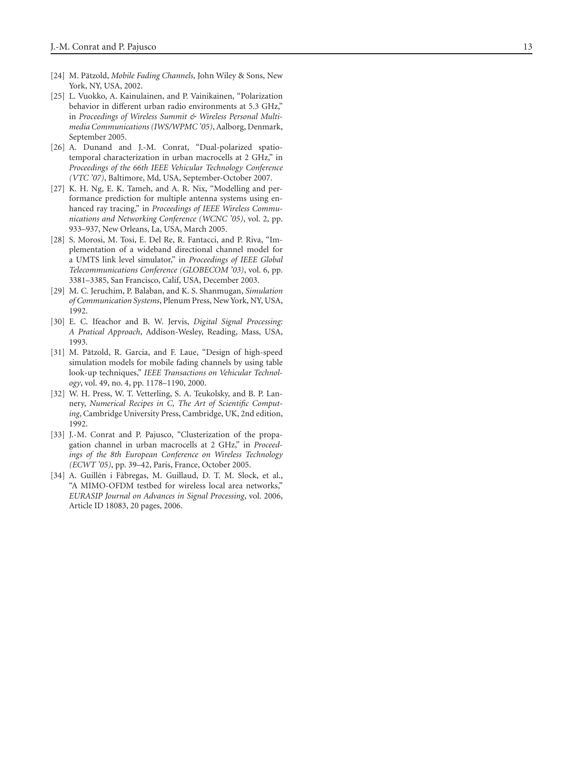[24] M. Pätzold, *Mobile Fading Channels*, John Wiley & Sons, New York, NY, USA, 2002.

[25] L. Vuokko, A. Kainulainen, and P. Vainikainen, "Polarization behavior in different urban radio environments at 5.3 GHz," in *Proceedings of Wireless Summit & Wireless Personal Multimedia Communications (IWS/WPMC '05)*, Aalborg, Denmark, September 2005.

[26] A. Dunand and J.-M. Conrat, "Dual-polarized spatio-temporal characterization in urban macrocells at 2 GHz," in *Proceedings of the 66th IEEE Vehicular Technology Conference (VTC '07)*, Baltimore, Md, USA, September-October 2007.

[27] K. H. Ng, E. K. Tameh, and A. R. Nix, "Modelling and performance prediction for multiple antenna systems using enhanced ray tracing," in *Proceedings of IEEE Wireless Communications and Networking Conference (WCNC '05)*, vol. 2, pp. 933–937, New Orleans, La, USA, March 2005.

[28] S. Morosi, M. Tosi, E. Del Re, R. Fantacci, and P. Riva, "Implementation of a wideband directional channel model for a UMTS link level simulator," in *Proceedings of IEEE Global Telecommunications Conference (GLOBECOM '03)*, vol. 6, pp. 3381–3385, San Francisco, Calif, USA, December 2003.

[29] M. C. Jeruchim, P. Balaban, and K. S. Shanmugan, *Simulation of Communication Systems*, Plenum Press, New York, NY, USA, 1992.

[30] E. C. Ifeachor and B. W. Jervis, *Digital Signal Processing: A Pratical Approach*, Addison-Wesley, Reading, Mass, USA, 1993.

[31] M. Pätzold, R. Garcia, and F. Laue, "Design of high-speed simulation models for mobile fading channels by using table look-up techniques," *IEEE Transactions on Vehicular Technology*, vol. 49, no. 4, pp. 1178–1190, 2000.

[32] W. H. Press, W. T. Vetterling, S. A. Teukolsky, and B. P. Lannery, *Numerical Recipes in C, The Art of Scientific Computing*, Cambridge University Press, Cambridge, UK, 2nd edition, 1992.

[33] J.-M. Conrat and P. Pajusco, "Clusterization of the propagation channel in urban macrocells at 2 GHz," in *Proceedings of the 8th European Conference on Wireless Technology (ECWT '05)*, pp. 39–42, Paris, France, October 2005.

[34] A. Guillén i Fàbregas, M. Guillaud, D. T. M. Slock, et al., "A MIMO-OFDM testbed for wireless local area networks," *EURASIP Journal on Advances in Signal Processing*, vol. 2006, Article ID 18083, 20 pages, 2006.